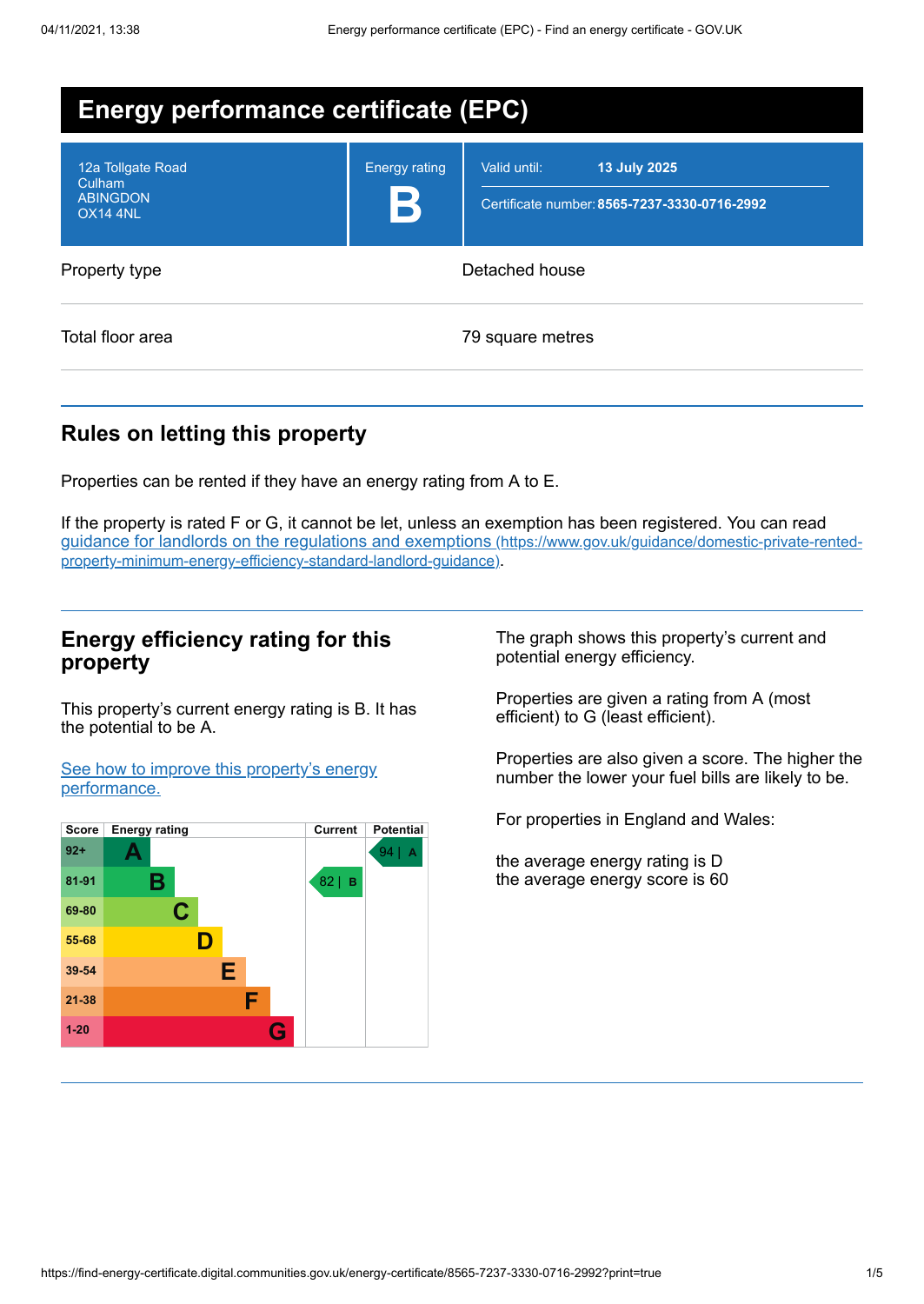# Energy performance certificate (EPC)

| 12a Tollgate Road<br>Culham<br>ABINGDON<br>OX14 4NL | Energy rating<br>**B** | Valid until: **13 July 2025**<br>Certificate number: **8565-7237-3330-0716-2992** |
|---|---|---|

| | |
|---|---|
| Property type | Detached house |
| Total floor area | 79 square metres |

## Rules on letting this property

Properties can be rented if they have an energy rating from A to E.

If the property is rated F or G, it cannot be let, unless an exemption has been registered. You can read guidance for landlords on the regulations and exemptions (https://www.gov.uk/guidance/domestic-private-rented-property-minimum-energy-efficiency-standard-landlord-guidance).

## Energy efficiency rating for this property

This property's current energy rating is B. It has the potential to be A.

See how to improve this property's energy performance.

| Score | Energy rating | Current | Potential |
|---|---|---|---|
| 92+ | A | | 94 \| A |
| 81-91 | B | 82 \| B | |
| 69-80 | C | | |
| 55-68 | D | | |
| 39-54 | E | | |
| 21-38 | F | | |
| 1-20 | G | | |

The graph shows this property's current and potential energy efficiency.

Properties are given a rating from A (most efficient) to G (least efficient).

Properties are also given a score. The higher the number the lower your fuel bills are likely to be.

For properties in England and Wales:

the average energy rating is D
the average energy score is 60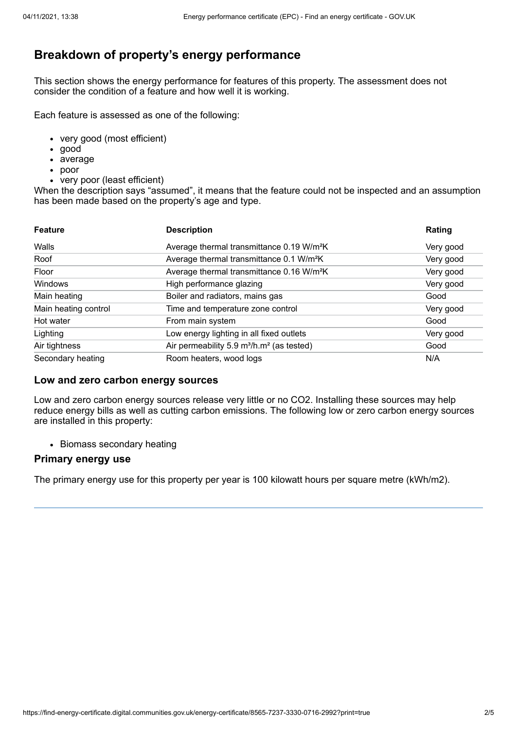## Breakdown of property's energy performance

This section shows the energy performance for features of this property. The assessment does not consider the condition of a feature and how well it is working.

Each feature is assessed as one of the following:

- very good (most efficient)
- good
- average
- poor
- very poor (least efficient)

When the description says "assumed", it means that the feature could not be inspected and an assumption has been made based on the property's age and type.

| Feature | Description | Rating |
| --- | --- | --- |
| Walls | Average thermal transmittance 0.19 $W/m^2K$ | Very good |
| Roof | Average thermal transmittance 0.1 $W/m^2K$ | Very good |
| Floor | Average thermal transmittance 0.16 $W/m^2K$ | Very good |
| Windows | High performance glazing | Very good |
| Main heating | Boiler and radiators, mains gas | Good |
| Main heating control | Time and temperature zone control | Very good |
| Hot water | From main system | Good |
| Lighting | Low energy lighting in all fixed outlets | Very good |
| Air tightness | Air permeability 5.9 $m^3/h.m^2$ (as tested) | Good |
| Secondary heating | Room heaters, wood logs | N/A |

### Low and zero carbon energy sources

Low and zero carbon energy sources release very little or no $CO_2$. Installing these sources may help reduce energy bills as well as cutting carbon emissions. The following low or zero carbon energy sources are installed in this property:

- Biomass secondary heating

### Primary energy use

The primary energy use for this property per year is 100 kilowatt hours per square metre (kWh/m2).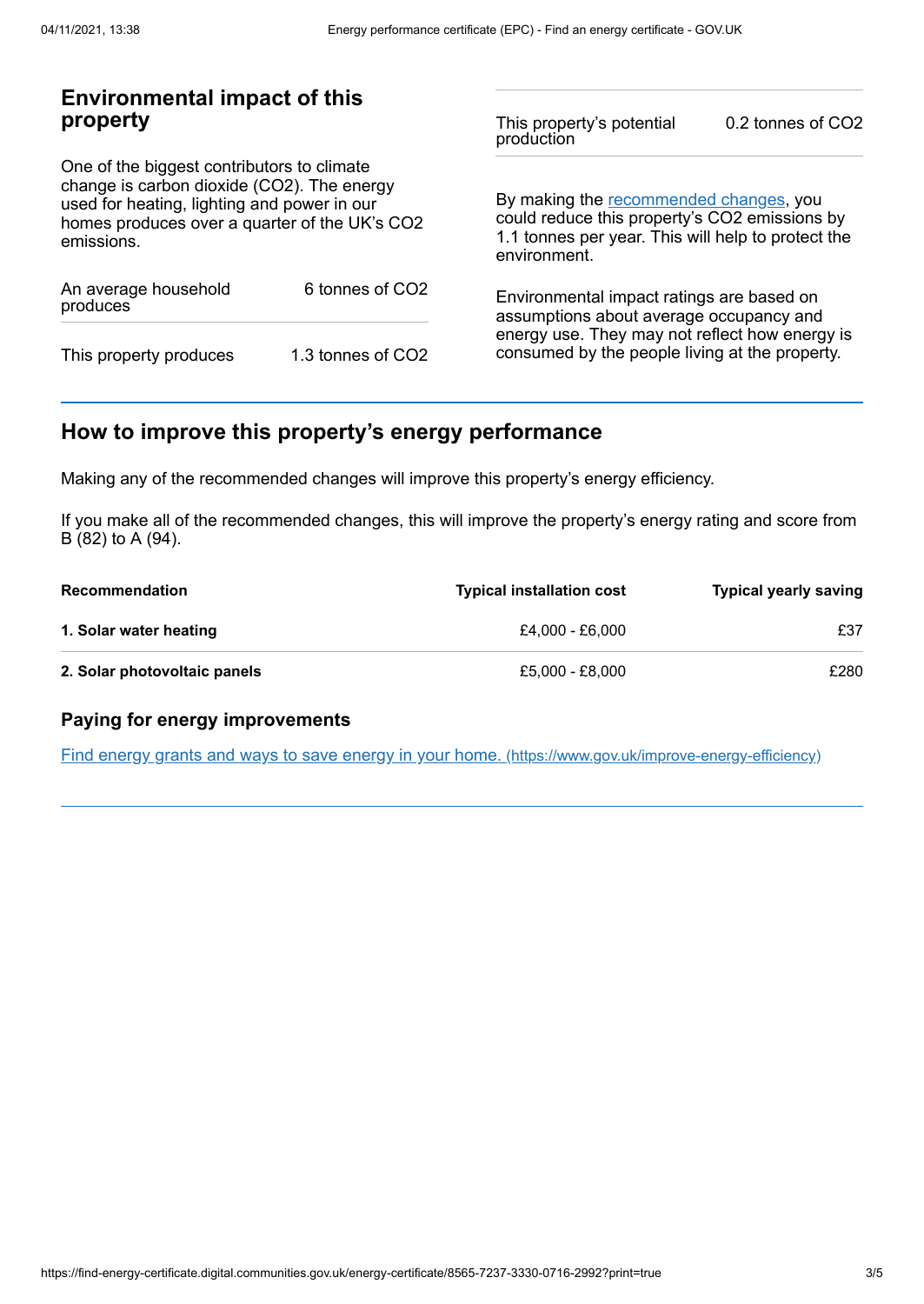## Environmental impact of this property

One of the biggest contributors to climate change is carbon dioxide ($CO_2$). The energy used for heating, lighting and power in our homes produces over a quarter of the UK's $CO_2$ emissions.

| | |
|---|---|
| An average household produces | 6 tonnes of $CO_2$ |
| This property produces | 1.3 tonnes of $CO_2$ |
| This property's potential production | 0.2 tonnes of $CO_2$ |

By making the recommended changes, you could reduce this property's $CO_2$ emissions by 1.1 tonnes per year. This will help to protect the environment.

Environmental impact ratings are based on assumptions about average occupancy and energy use. They may not reflect how energy is consumed by the people living at the property.

## How to improve this property's energy performance

Making any of the recommended changes will improve this property's energy efficiency.

If you make all of the recommended changes, this will improve the property's energy rating and score from B (82) to A (94).

| Recommendation | Typical installation cost | Typical yearly saving |
|---|---|---|
| **1. Solar water heating** | £4,000 - £6,000 | £37 |
| **2. Solar photovoltaic panels** | £5,000 - £8,000 | £280 |

### Paying for energy improvements

[Find energy grants and ways to save energy in your home. (https://www.gov.uk/improve-energy-efficiency)](https://www.gov.uk/improve-energy-efficiency)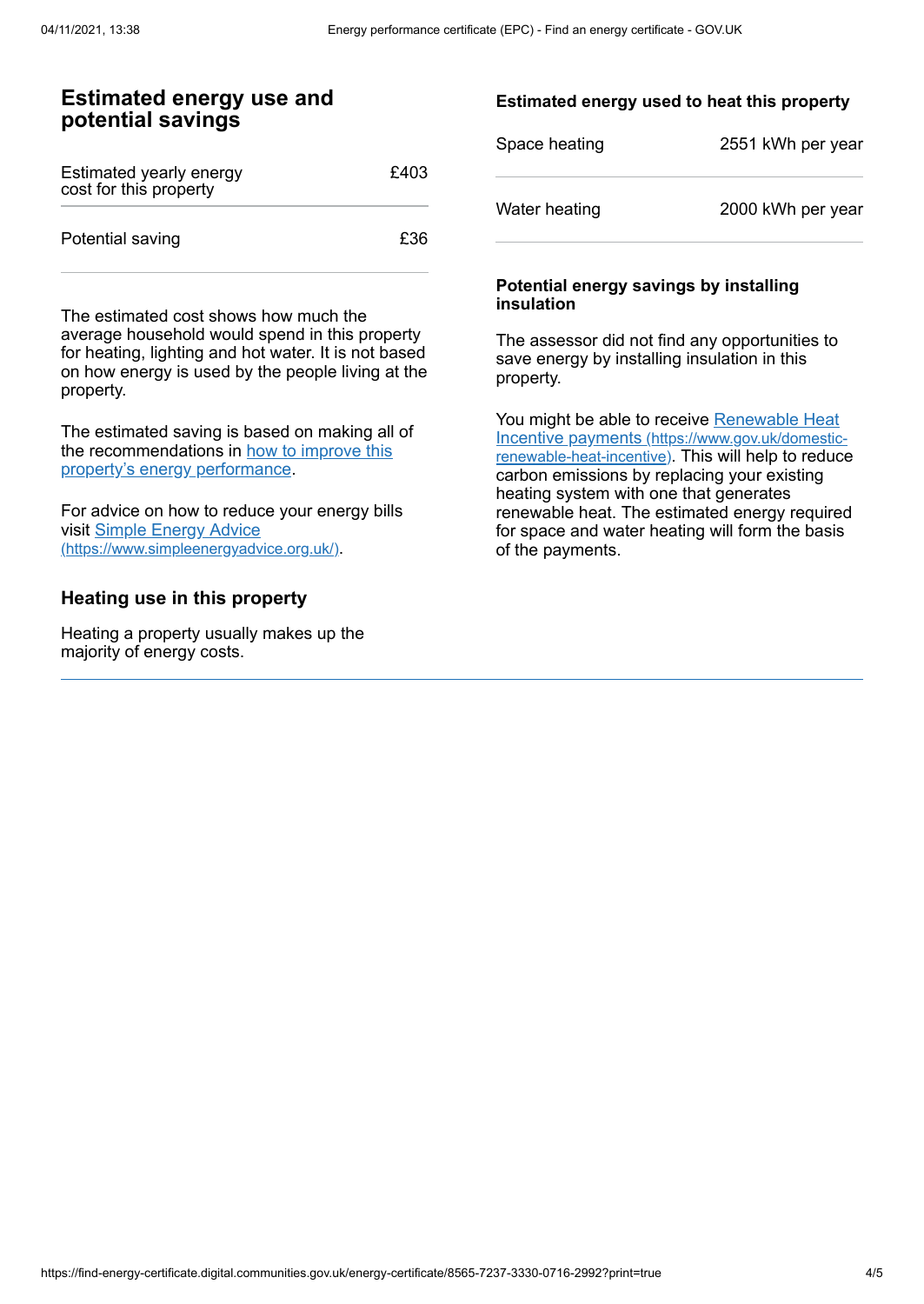## Estimated energy use and potential savings

| | |
|---|---|
| Estimated yearly energy cost for this property | £403 |
| Potential saving | £36 |

The estimated cost shows how much the average household would spend in this property for heating, lighting and hot water. It is not based on how energy is used by the people living at the property.

The estimated saving is based on making all of the recommendations in [how to improve this property's energy performance](#).

For advice on how to reduce your energy bills visit [Simple Energy Advice (https://www.simpleenergyadvice.org.uk/)](https://www.simpleenergyadvice.org.uk/).

### Heating use in this property

Heating a property usually makes up the majority of energy costs.

#### Estimated energy used to heat this property

| | |
|---|---|
| Space heating | 2551 kWh per year |
| Water heating | 2000 kWh per year |

#### Potential energy savings by installing insulation

The assessor did not find any opportunities to save energy by installing insulation in this property.

You might be able to receive [Renewable Heat Incentive payments (https://www.gov.uk/domestic-renewable-heat-incentive)](https://www.gov.uk/domestic-renewable-heat-incentive). This will help to reduce carbon emissions by replacing your existing heating system with one that generates renewable heat. The estimated energy required for space and water heating will form the basis of the payments.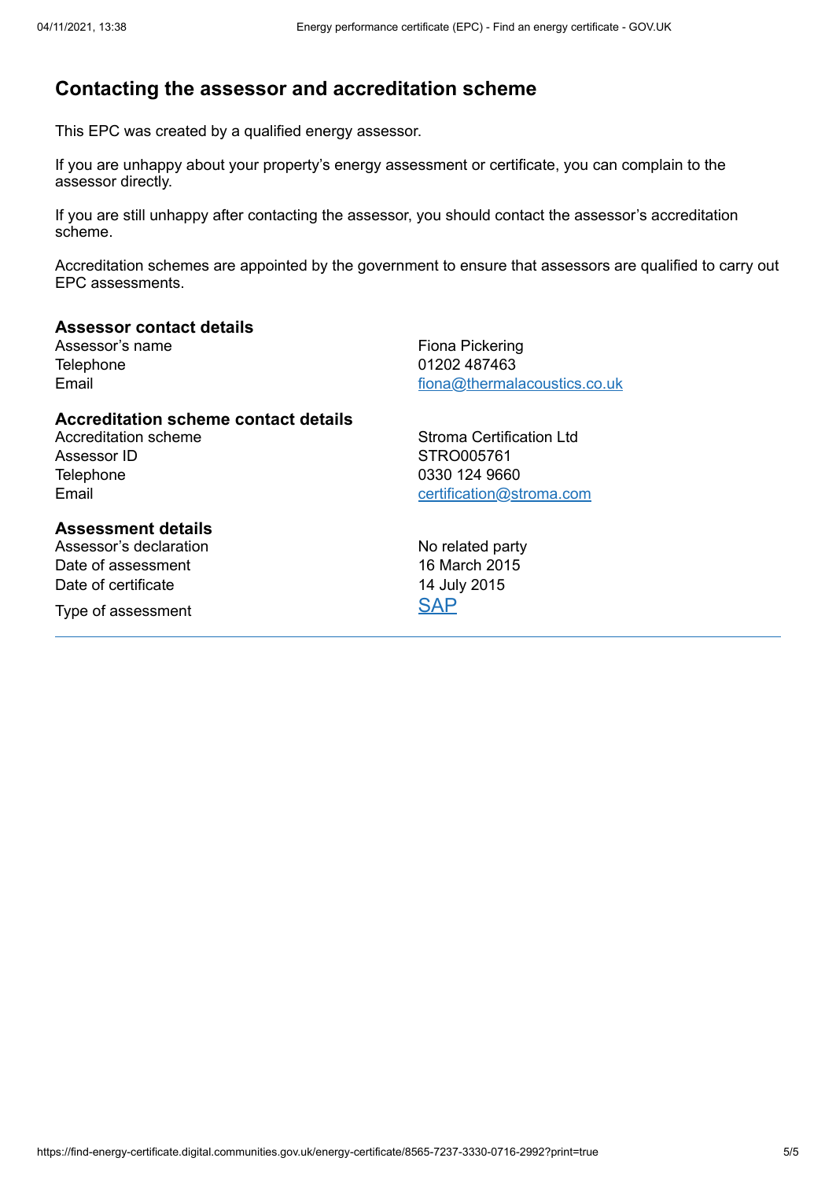## Contacting the assessor and accreditation scheme

This EPC was created by a qualified energy assessor.

If you are unhappy about your property's energy assessment or certificate, you can complain to the assessor directly.

If you are still unhappy after contacting the assessor, you should contact the assessor's accreditation scheme.

Accreditation schemes are appointed by the government to ensure that assessors are qualified to carry out EPC assessments.

### Assessor contact details

| | |
|---|---|
| Assessor's name | Fiona Pickering |
| Telephone | 01202 487463 |
| Email | fiona@thermalacoustics.co.uk |

### Accreditation scheme contact details

| | |
|---|---|
| Accreditation scheme | Stroma Certification Ltd |
| Assessor ID | STRO005761 |
| Telephone | 0330 124 9660 |
| Email | certification@stroma.com |

### Assessment details

| | |
|---|---|
| Assessor's declaration | No related party |
| Date of assessment | 16 March 2015 |
| Date of certificate | 14 July 2015 |
| Type of assessment | SAP |